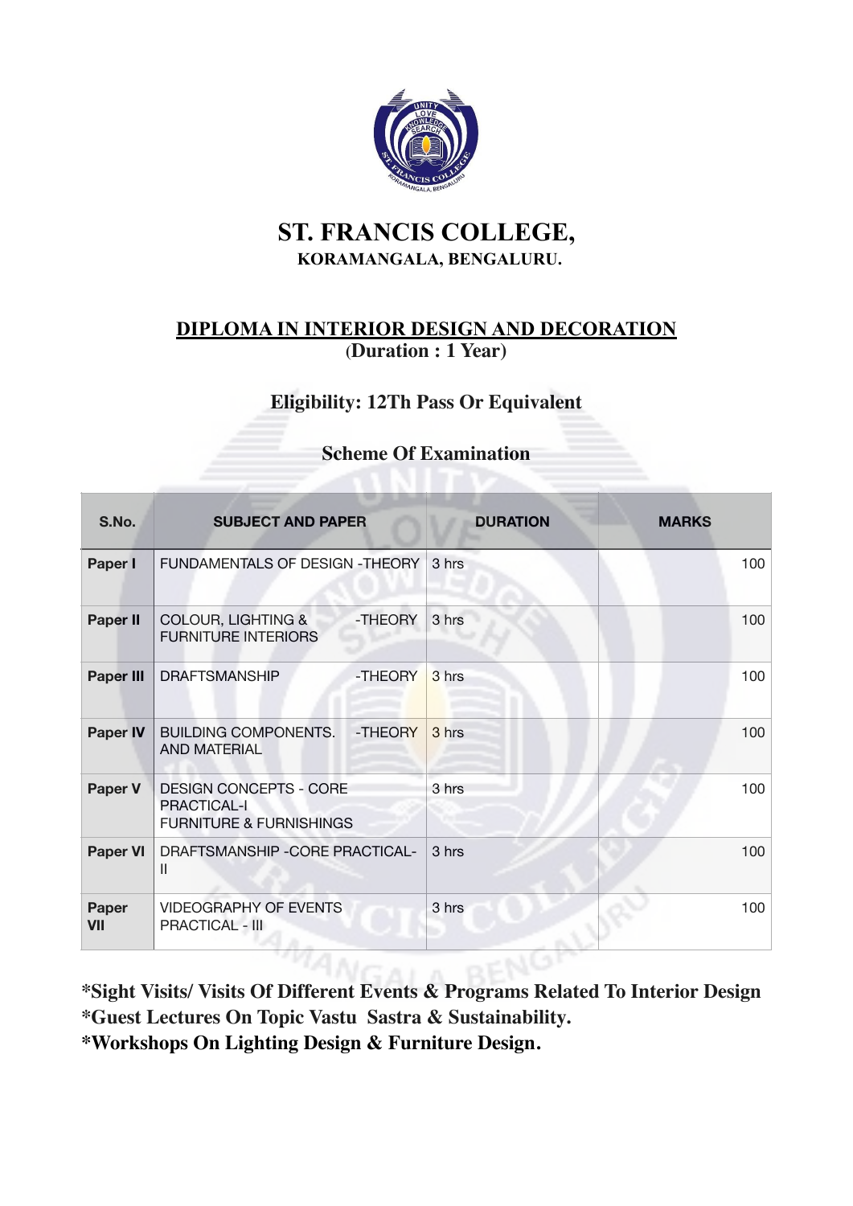# ST. FRANCIS COLLEGE,

### KORAMANGALA, BENGALURU.

## DIPLOMA IN INTERIOR DESIGN AND DECORATION

**(Duration : 1 Year)**

### Eligibility: 12Th Pass Or Equivalent

### Scheme Of Examination

| S.No. | SUBJECT AND PAPER | DURATION | MARKS |
|---|---|---|---|
| Paper I | FUNDAMENTALS OF DESIGN -THEORY | 3 hrs | 100 |
| Paper II | COLOUR, LIGHTING & FURNITURE INTERIORS -THEORY | 3 hrs | 100 |
| Paper III | DRAFTSMANSHIP -THEORY | 3 hrs | 100 |
| Paper IV | BUILDING COMPONENTS. AND MATERIAL -THEORY | 3 hrs | 100 |
| Paper V | DESIGN CONCEPTS - CORE PRACTICAL-I FURNITURE & FURNISHINGS | 3 hrs | 100 |
| Paper VI | DRAFTSMANSHIP -CORE PRACTICAL-II | 3 hrs | 100 |
| Paper VII | VIDEOGRAPHY OF EVENTS PRACTICAL - III | 3 hrs | 100 |

**\*Sight Visits/ Visits Of Different Events & Programs Related To Interior Design**
**\*Guest Lectures On Topic Vastu Sastra & Sustainability.**
**\*Workshops On Lighting Design & Furniture Design.**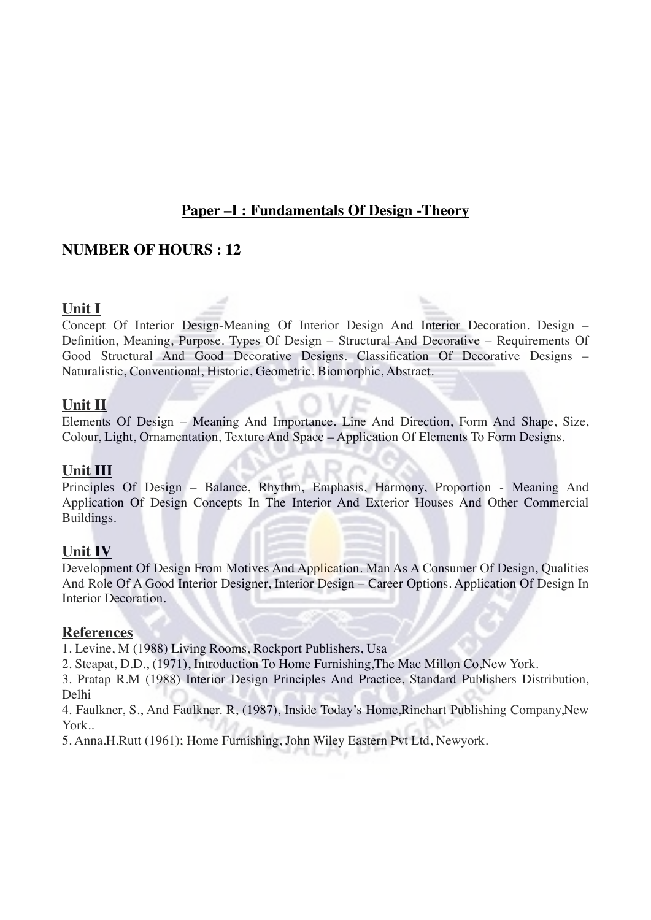## Paper –I : Fundamentals Of Design -Theory

**NUMBER OF HOURS : 12**

### Unit I

Concept Of Interior Design-Meaning Of Interior Design And Interior Decoration. Design – Definition, Meaning, Purpose. Types Of Design – Structural And Decorative – Requirements Of Good Structural And Good Decorative Designs. Classification Of Decorative Designs – Naturalistic, Conventional, Historic, Geometric, Biomorphic, Abstract.

### Unit II

Elements Of Design – Meaning And Importance. Line And Direction, Form And Shape, Size, Colour, Light, Ornamentation, Texture And Space – Application Of Elements To Form Designs.

### Unit III

Principles Of Design – Balance, Rhythm, Emphasis, Harmony, Proportion - Meaning And Application Of Design Concepts In The Interior And Exterior Houses And Other Commercial Buildings.

### Unit IV

Development Of Design From Motives And Application. Man As A Consumer Of Design, Qualities And Role Of A Good Interior Designer, Interior Design – Career Options. Application Of Design In Interior Decoration.

### References

1. Levine, M (1988) Living Rooms, Rockport Publishers, Usa
2. Steapat, D.D., (1971), Introduction To Home Furnishing,The Mac Millon Co,New York.
3. Pratap R.M (1988) Interior Design Principles And Practice, Standard Publishers Distribution, Delhi
4. Faulkner, S., And Faulkner. R, (1987), Inside Today's Home,Rinehart Publishing Company,New York..
5. Anna.H.Rutt (1961); Home Furnishing, John Wiley Eastern Pvt Ltd, Newyork.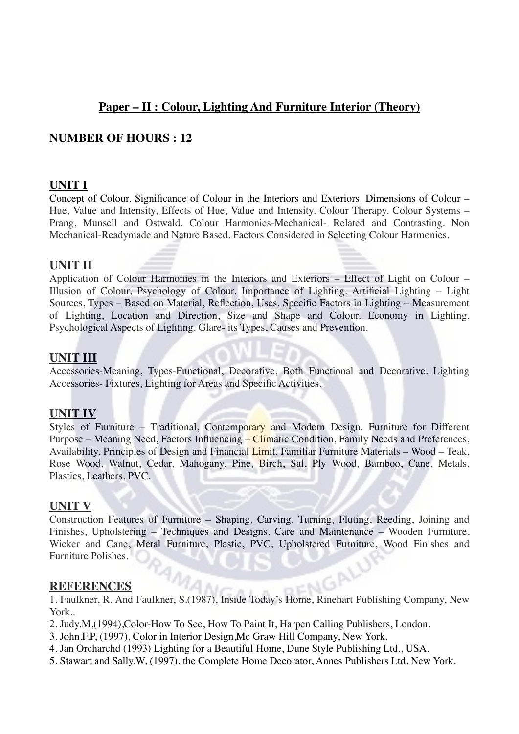## Paper – II : Colour, Lighting And Furniture Interior (Theory)

### NUMBER OF HOURS : 12

### UNIT I

Concept of Colour. Significance of Colour in the Interiors and Exteriors. Dimensions of Colour – Hue, Value and Intensity, Effects of Hue, Value and Intensity. Colour Therapy. Colour Systems – Prang, Munsell and Ostwald. Colour Harmonies-Mechanical- Related and Contrasting. Non Mechanical-Readymade and Nature Based. Factors Considered in Selecting Colour Harmonies.

### UNIT II

Application of Colour Harmonies in the Interiors and Exteriors – Effect of Light on Colour – Illusion of Colour, Psychology of Colour. Importance of Lighting. Artificial Lighting – Light Sources, Types – Based on Material, Reflection, Uses. Specific Factors in Lighting – Measurement of Lighting, Location and Direction, Size and Shape and Colour. Economy in Lighting. Psychological Aspects of Lighting. Glare- its Types, Causes and Prevention.

### UNIT III

Accessories-Meaning, Types-Functional, Decorative, Both Functional and Decorative. Lighting Accessories- Fixtures, Lighting for Areas and Specific Activities.

### UNIT IV

Styles of Furniture – Traditional, Contemporary and Modern Design. Furniture for Different Purpose – Meaning Need, Factors Influencing – Climatic Condition, Family Needs and Preferences, Availability, Principles of Design and Financial Limit. Familiar Furniture Materials – Wood – Teak, Rose Wood, Walnut, Cedar, Mahogany, Pine, Birch, Sal, Ply Wood, Bamboo, Cane, Metals, Plastics, Leathers, PVC.

### UNIT V

Construction Features of Furniture – Shaping, Carving, Turning, Fluting, Reeding, Joining and Finishes, Upholstering – Techniques and Designs. Care and Maintenance – Wooden Furniture, Wicker and Cane, Metal Furniture, Plastic, PVC, Upholstered Furniture, Wood Finishes and Furniture Polishes.

### REFERENCES

1. Faulkner, R. And Faulkner, S.(1987), Inside Today's Home, Rinehart Publishing Company, New York..
2. Judy.M,(1994),Color-How To See, How To Paint It, Harpen Calling Publishers, London.
3. John.F.P, (1997), Color in Interior Design,Mc Graw Hill Company, New York.
4. Jan Orcharchd (1993) Lighting for a Beautiful Home, Dune Style Publishing Ltd., USA.
5. Stawart and Sally.W, (1997), the Complete Home Decorator, Annes Publishers Ltd, New York.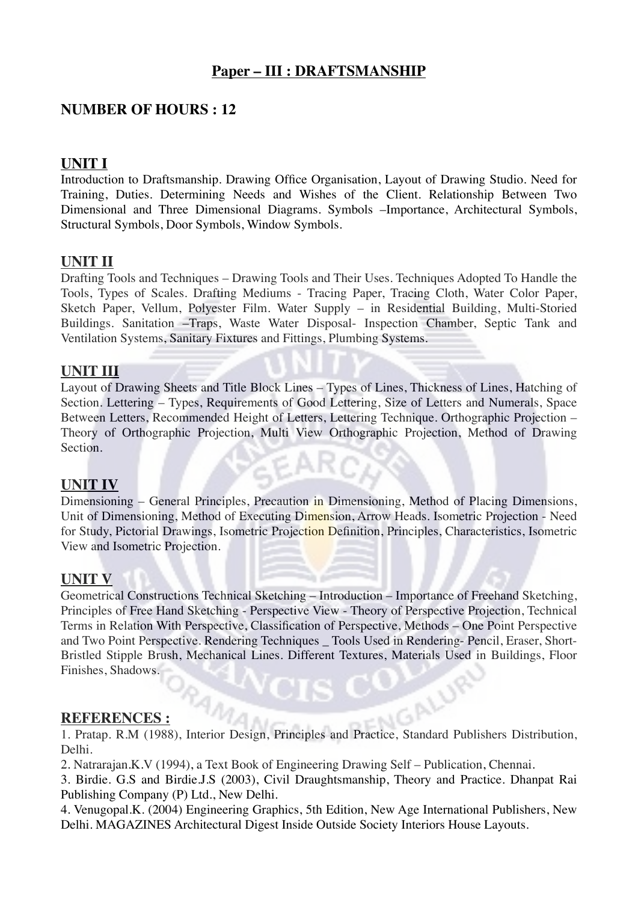## Paper – III : DRAFTSMANSHIP

### NUMBER OF HOURS : 12

### UNIT I

Introduction to Draftsmanship. Drawing Office Organisation, Layout of Drawing Studio. Need for Training, Duties. Determining Needs and Wishes of the Client. Relationship Between Two Dimensional and Three Dimensional Diagrams. Symbols –Importance, Architectural Symbols, Structural Symbols, Door Symbols, Window Symbols.

### UNIT II

Drafting Tools and Techniques – Drawing Tools and Their Uses. Techniques Adopted To Handle the Tools, Types of Scales. Drafting Mediums - Tracing Paper, Tracing Cloth, Water Color Paper, Sketch Paper, Vellum, Polyester Film. Water Supply – in Residential Building, Multi-Storied Buildings. Sanitation –Traps, Waste Water Disposal- Inspection Chamber, Septic Tank and Ventilation Systems, Sanitary Fixtures and Fittings, Plumbing Systems.

### UNIT III

Layout of Drawing Sheets and Title Block Lines – Types of Lines, Thickness of Lines, Hatching of Section. Lettering – Types, Requirements of Good Lettering, Size of Letters and Numerals, Space Between Letters, Recommended Height of Letters, Lettering Technique. Orthographic Projection – Theory of Orthographic Projection, Multi View Orthographic Projection, Method of Drawing Section.

### UNIT IV

Dimensioning – General Principles, Precaution in Dimensioning, Method of Placing Dimensions, Unit of Dimensioning, Method of Executing Dimension, Arrow Heads. Isometric Projection - Need for Study, Pictorial Drawings, Isometric Projection Definition, Principles, Characteristics, Isometric View and Isometric Projection.

### UNIT V

Geometrical Constructions Technical Sketching – Introduction – Importance of Freehand Sketching, Principles of Free Hand Sketching - Perspective View - Theory of Perspective Projection, Technical Terms in Relation With Perspective, Classification of Perspective, Methods – One Point Perspective and Two Point Perspective. Rendering Techniques _ Tools Used in Rendering- Pencil, Eraser, Short-Bristled Stipple Brush, Mechanical Lines. Different Textures, Materials Used in Buildings, Floor Finishes, Shadows.

### REFERENCES :

1. Pratap. R.M (1988), Interior Design, Principles and Practice, Standard Publishers Distribution, Delhi.
2. Natrarajan.K.V (1994), a Text Book of Engineering Drawing Self – Publication, Chennai.
3. Birdie. G.S and Birdie.J.S (2003), Civil Draughtsmanship, Theory and Practice. Dhanpat Rai Publishing Company (P) Ltd., New Delhi.
4. Venugopal.K. (2004) Engineering Graphics, 5th Edition, New Age International Publishers, New Delhi. MAGAZINES Architectural Digest Inside Outside Society Interiors House Layouts.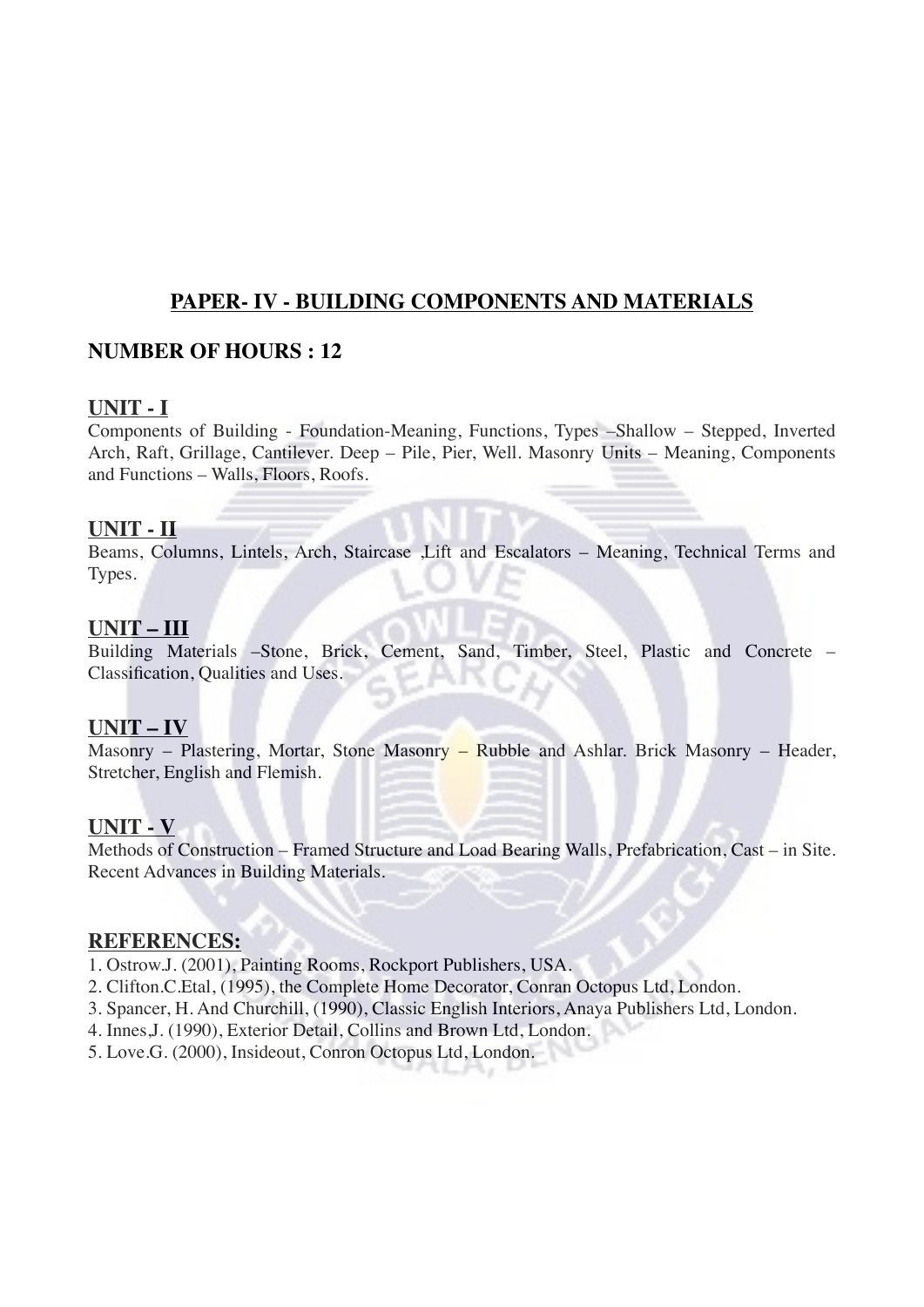## PAPER- IV - BUILDING COMPONENTS AND MATERIALS

### NUMBER OF HOURS : 12

#### UNIT - I

Components of Building - Foundation-Meaning, Functions, Types –Shallow – Stepped, Inverted Arch, Raft, Grillage, Cantilever. Deep – Pile, Pier, Well. Masonry Units – Meaning, Components and Functions – Walls, Floors, Roofs.

#### UNIT - II

Beams, Columns, Lintels, Arch, Staircase ,Lift and Escalators – Meaning, Technical Terms and Types.

#### UNIT – III

Building Materials –Stone, Brick, Cement, Sand, Timber, Steel, Plastic and Concrete – Classification, Qualities and Uses.

#### UNIT – IV

Masonry – Plastering, Mortar, Stone Masonry – Rubble and Ashlar. Brick Masonry – Header, Stretcher, English and Flemish.

#### UNIT - V

Methods of Construction – Framed Structure and Load Bearing Walls, Prefabrication, Cast – in Site. Recent Advances in Building Materials.

#### REFERENCES:

1. Ostrow.J. (2001), Painting Rooms, Rockport Publishers, USA.
2. Clifton.C.Etal, (1995), the Complete Home Decorator, Conran Octopus Ltd, London.
3. Spancer, H. And Churchill, (1990), Classic English Interiors, Anaya Publishers Ltd, London.
4. Innes,J. (1990), Exterior Detail, Collins and Brown Ltd, London.
5. Love.G. (2000), Insideout, Conron Octopus Ltd, London.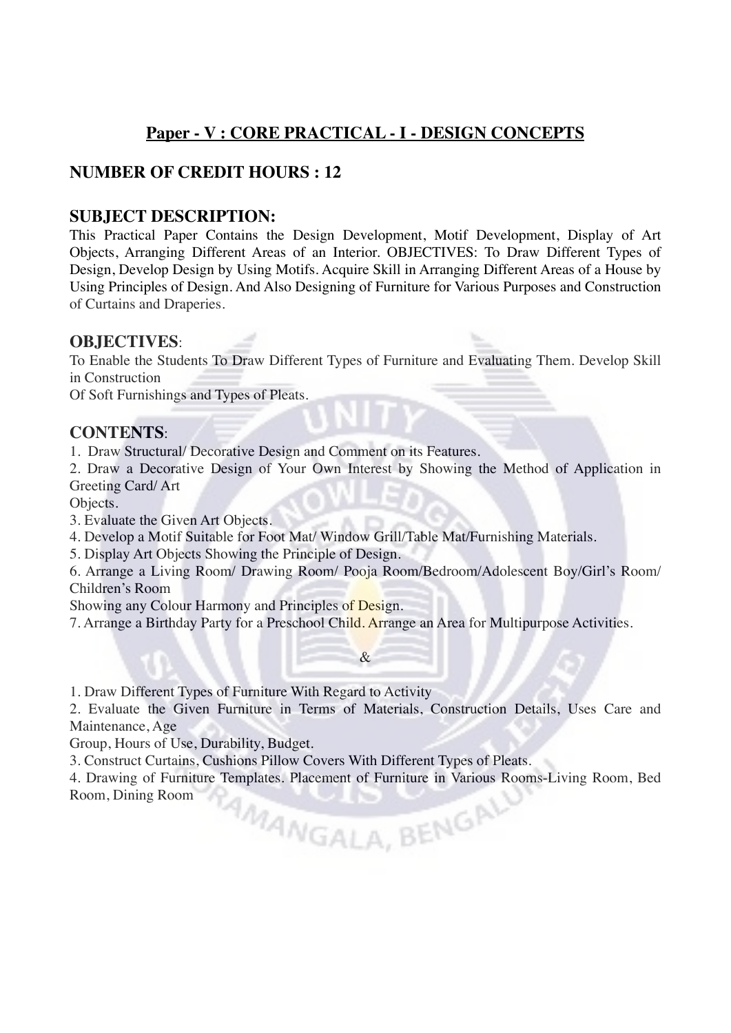## Paper - V : CORE PRACTICAL - I - DESIGN CONCEPTS

### NUMBER OF CREDIT HOURS : 12

### SUBJECT DESCRIPTION:

This Practical Paper Contains the Design Development, Motif Development, Display of Art Objects, Arranging Different Areas of an Interior. OBJECTIVES: To Draw Different Types of Design, Develop Design by Using Motifs. Acquire Skill in Arranging Different Areas of a House by Using Principles of Design. And Also Designing of Furniture for Various Purposes and Construction of Curtains and Draperies.

### OBJECTIVES:

To Enable the Students To Draw Different Types of Furniture and Evaluating Them. Develop Skill in Construction
Of Soft Furnishings and Types of Pleats.

### CONTENTS:

1. Draw Structural/ Decorative Design and Comment on its Features.
2. Draw a Decorative Design of Your Own Interest by Showing the Method of Application in Greeting Card/ Art
Objects.
3. Evaluate the Given Art Objects.
4. Develop a Motif Suitable for Foot Mat/ Window Grill/Table Mat/Furnishing Materials.
5. Display Art Objects Showing the Principle of Design.
6. Arrange a Living Room/ Drawing Room/ Pooja Room/Bedroom/Adolescent Boy/Girl's Room/ Children's Room
Showing any Colour Harmony and Principles of Design.
7. Arrange a Birthday Party for a Preschool Child. Arrange an Area for Multipurpose Activities.

&

1. Draw Different Types of Furniture With Regard to Activity
2. Evaluate the Given Furniture in Terms of Materials, Construction Details, Uses Care and Maintenance, Age
Group, Hours of Use, Durability, Budget.
3. Construct Curtains, Cushions Pillow Covers With Different Types of Pleats.
4. Drawing of Furniture Templates. Placement of Furniture in Various Rooms-Living Room, Bed Room, Dining Room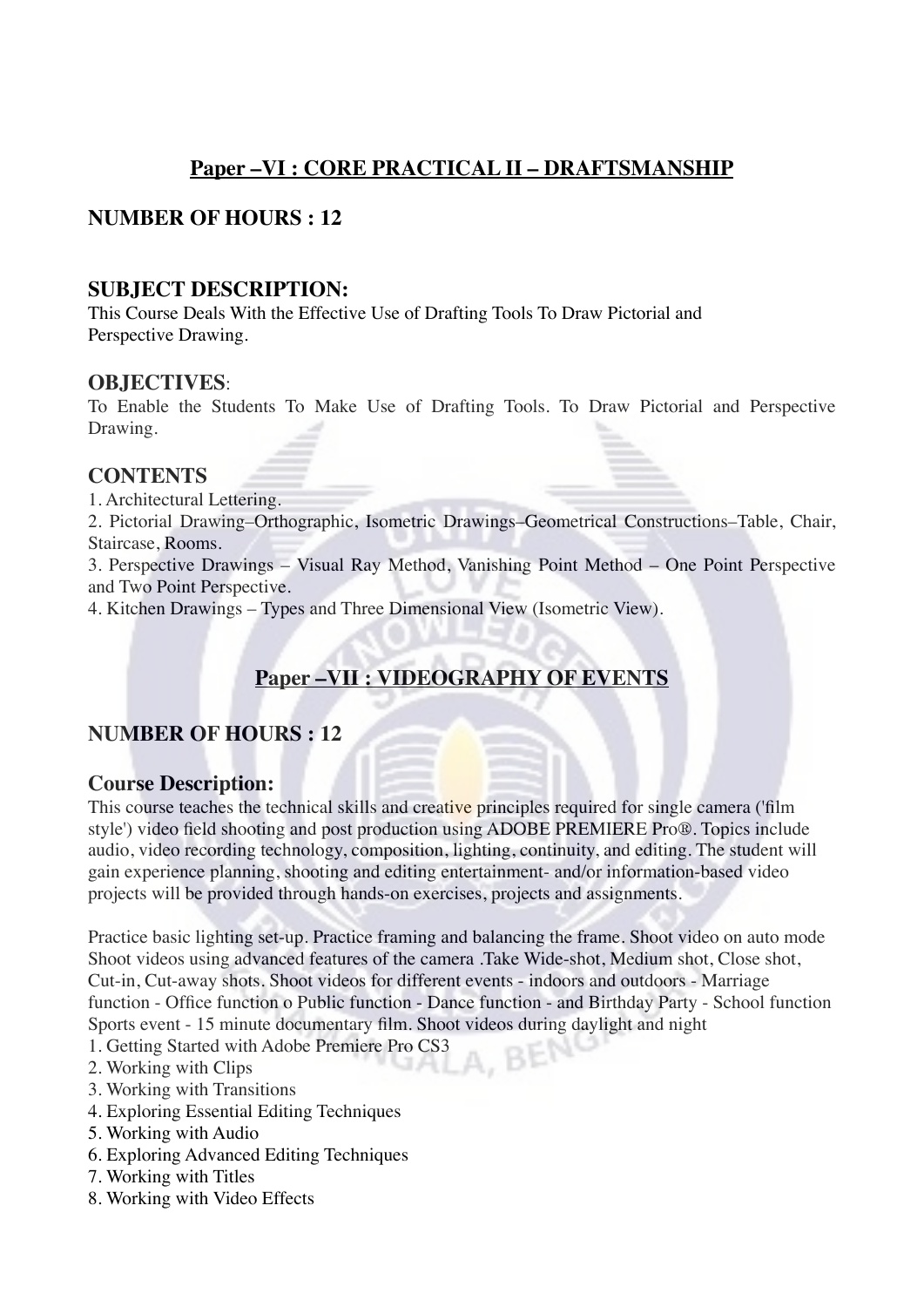## <u>Paper –VI : CORE PRACTICAL II – DRAFTSMANSHIP</u>

### NUMBER OF HOURS : 12

### SUBJECT DESCRIPTION:

This Course Deals With the Effective Use of Drafting Tools To Draw Pictorial and Perspective Drawing.

### OBJECTIVES:

To Enable the Students To Make Use of Drafting Tools. To Draw Pictorial and Perspective Drawing.

### CONTENTS

1. Architectural Lettering.
2. Pictorial Drawing–Orthographic, Isometric Drawings–Geometrical Constructions–Table, Chair, Staircase, Rooms.
3. Perspective Drawings – Visual Ray Method, Vanishing Point Method – One Point Perspective and Two Point Perspective.
4. Kitchen Drawings – Types and Three Dimensional View (Isometric View).

## <u>Paper –VII : VIDEOGRAPHY OF EVENTS</u>

### NUMBER OF HOURS : 12

### Course Description:

This course teaches the technical skills and creative principles required for single camera ('film style') video field shooting and post production using ADOBE PREMIERE Pro®. Topics include audio, video recording technology, composition, lighting, continuity, and editing. The student will gain experience planning, shooting and editing entertainment- and/or information-based video projects will be provided through hands-on exercises, projects and assignments.

Practice basic lighting set-up. Practice framing and balancing the frame. Shoot video on auto mode Shoot videos using advanced features of the camera .Take Wide-shot, Medium shot, Close shot, Cut-in, Cut-away shots. Shoot videos for different events - indoors and outdoors - Marriage function - Office function o Public function - Dance function - and Birthday Party - School function Sports event - 15 minute documentary film. Shoot videos during daylight and night

1. Getting Started with Adobe Premiere Pro CS3
2. Working with Clips
3. Working with Transitions
4. Exploring Essential Editing Techniques
5. Working with Audio
6. Exploring Advanced Editing Techniques
7. Working with Titles
8. Working with Video Effects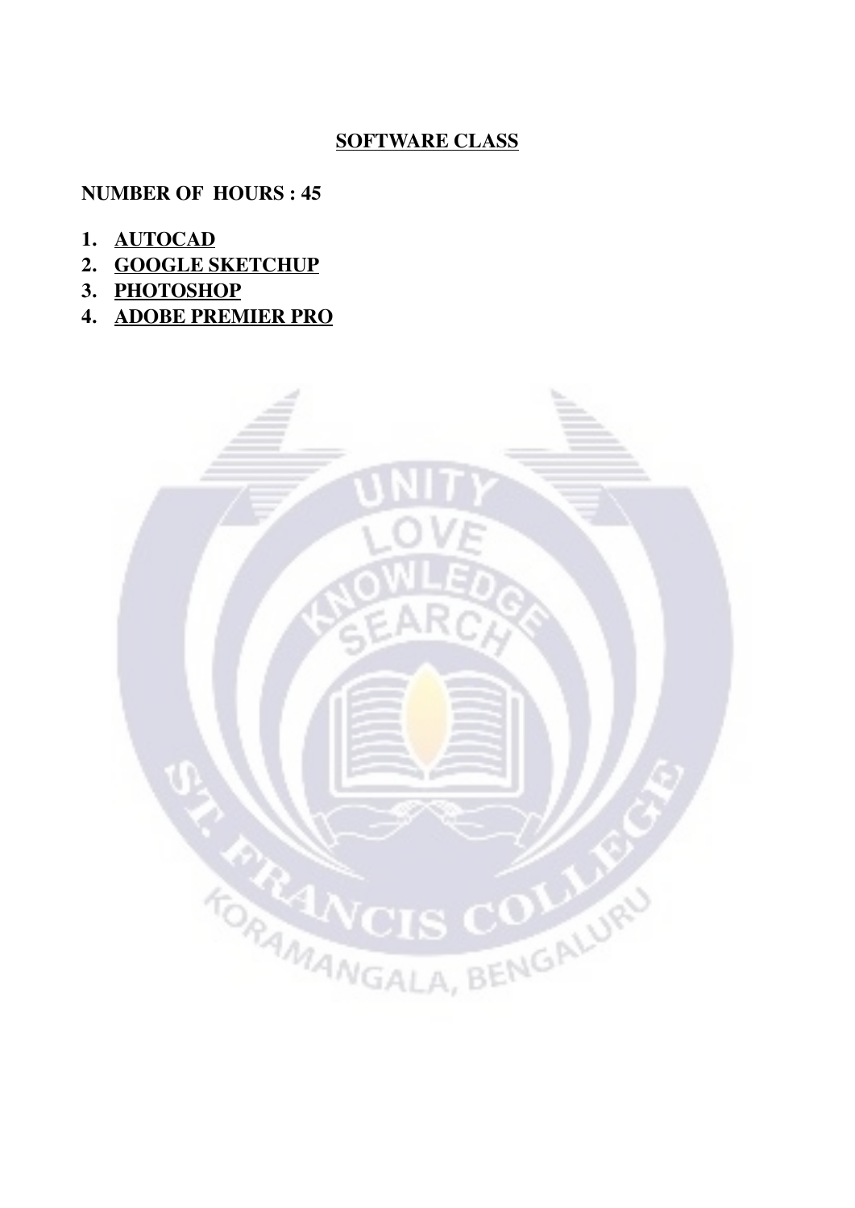## SOFTWARE CLASS

**NUMBER OF HOURS : 45**

1. **AUTOCAD**
2. **GOOGLE SKETCHUP**
3. **PHOTOSHOP**
4. **ADOBE PREMIER PRO**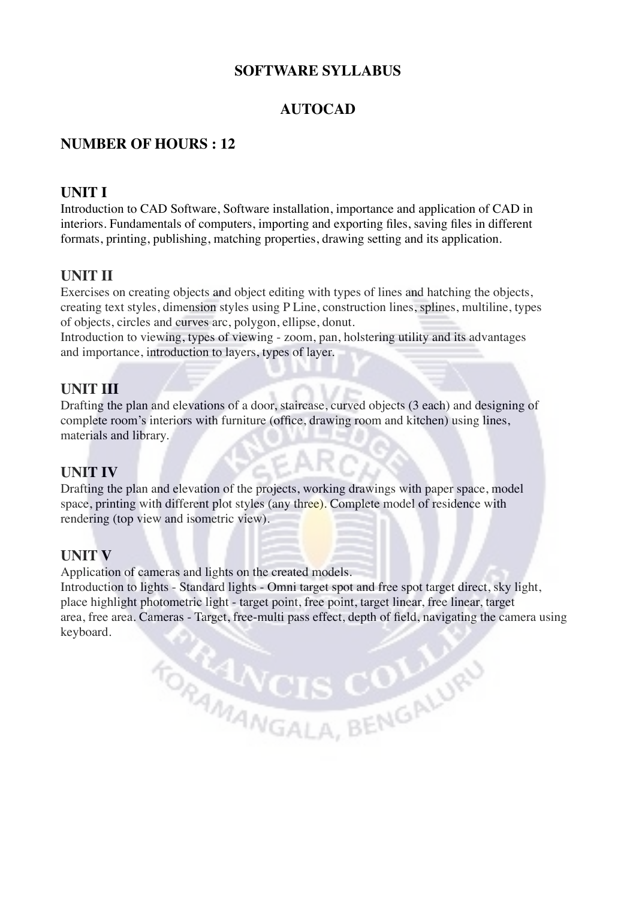# SOFTWARE SYLLABUS

## AUTOCAD

### NUMBER OF HOURS : 12

### UNIT I

Introduction to CAD Software, Software installation, importance and application of CAD in interiors. Fundamentals of computers, importing and exporting files, saving files in different formats, printing, publishing, matching properties, drawing setting and its application.

### UNIT II

Exercises on creating objects and object editing with types of lines and hatching the objects, creating text styles, dimension styles using P Line, construction lines, splines, multiline, types of objects, circles and curves arc, polygon, ellipse, donut.

Introduction to viewing, types of viewing - zoom, pan, holstering utility and its advantages and importance, introduction to layers, types of layer.

### UNIT III

Drafting the plan and elevations of a door, staircase, curved objects (3 each) and designing of complete room's interiors with furniture (office, drawing room and kitchen) using lines, materials and library.

### UNIT IV

Drafting the plan and elevation of the projects, working drawings with paper space, model space, printing with different plot styles (any three). Complete model of residence with rendering (top view and isometric view).

### UNIT V

Application of cameras and lights on the created models.

Introduction to lights - Standard lights - Omni target spot and free spot target direct, sky light, place highlight photometric light - target point, free point, target linear, free linear, target area, free area. Cameras - Target, free-multi pass effect, depth of field, navigating the camera using keyboard.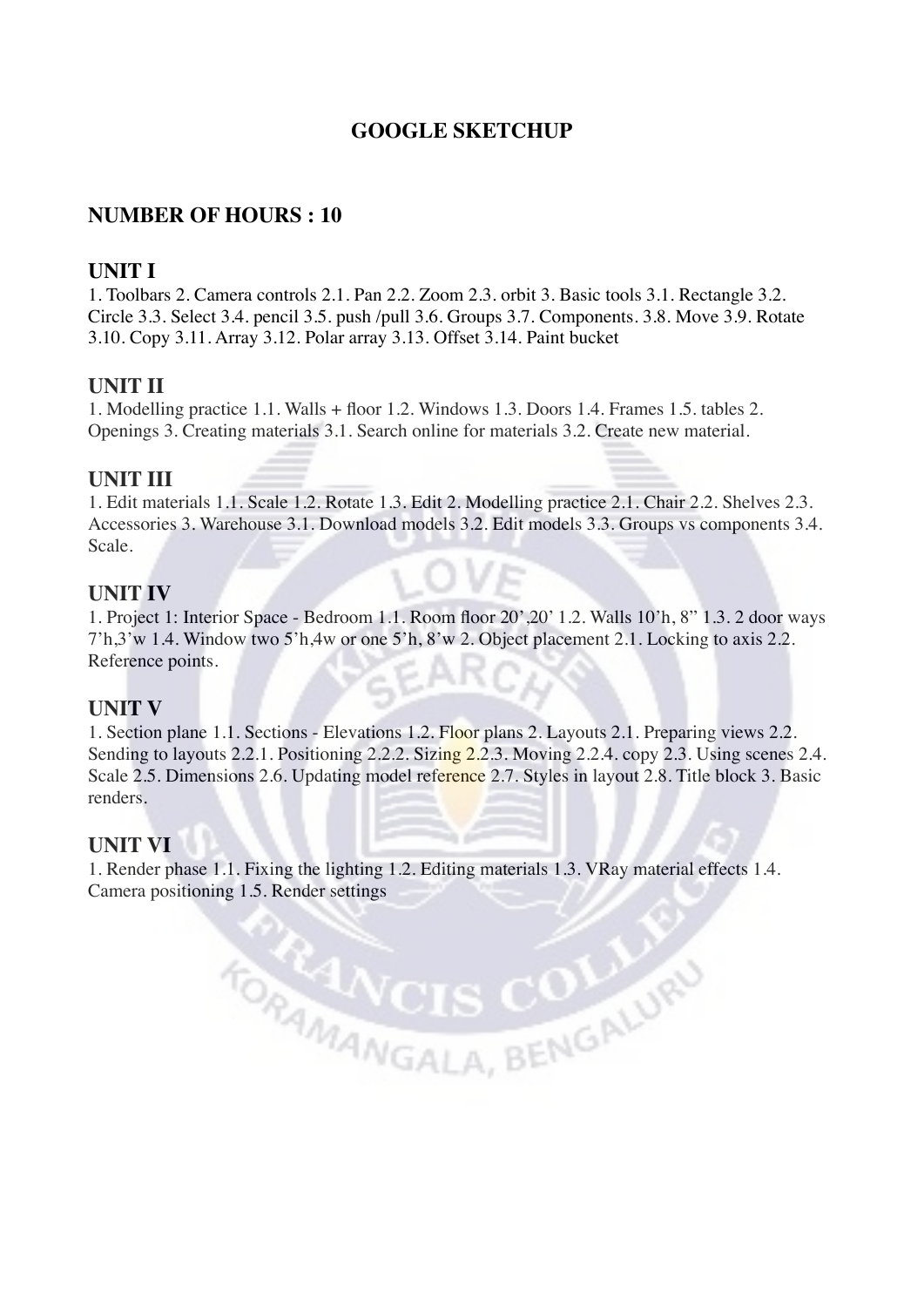# GOOGLE SKETCHUP

## NUMBER OF HOURS : 10

## UNIT I

1. Toolbars 2. Camera controls 2.1. Pan 2.2. Zoom 2.3. orbit 3. Basic tools 3.1. Rectangle 3.2. Circle 3.3. Select 3.4. pencil 3.5. push /pull 3.6. Groups 3.7. Components. 3.8. Move 3.9. Rotate 3.10. Copy 3.11. Array 3.12. Polar array 3.13. Offset 3.14. Paint bucket

## UNIT II

1. Modelling practice 1.1. Walls + floor 1.2. Windows 1.3. Doors 1.4. Frames 1.5. tables 2. Openings 3. Creating materials 3.1. Search online for materials 3.2. Create new material.

## UNIT III

1. Edit materials 1.1. Scale 1.2. Rotate 1.3. Edit 2. Modelling practice 2.1. Chair 2.2. Shelves 2.3. Accessories 3. Warehouse 3.1. Download models 3.2. Edit models 3.3. Groups vs components 3.4. Scale.

## UNIT IV

1. Project 1: Interior Space - Bedroom 1.1. Room floor 20',20' 1.2. Walls 10'h, 8" 1.3. 2 door ways 7'h,3'w 1.4. Window two 5'h,4w or one 5'h, 8'w 2. Object placement 2.1. Locking to axis 2.2. Reference points.

## UNIT V

1. Section plane 1.1. Sections - Elevations 1.2. Floor plans 2. Layouts 2.1. Preparing views 2.2. Sending to layouts 2.2.1. Positioning 2.2.2. Sizing 2.2.3. Moving 2.2.4. copy 2.3. Using scenes 2.4. Scale 2.5. Dimensions 2.6. Updating model reference 2.7. Styles in layout 2.8. Title block 3. Basic renders.

## UNIT VI

1. Render phase 1.1. Fixing the lighting 1.2. Editing materials 1.3. VRay material effects 1.4. Camera positioning 1.5. Render settings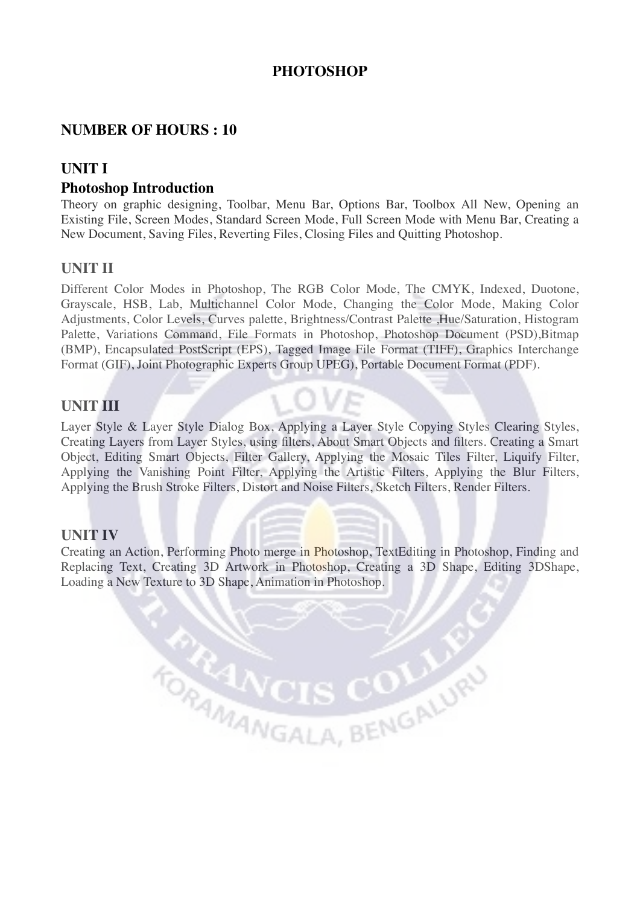# PHOTOSHOP

## NUMBER OF HOURS : 10

## UNIT I

### Photoshop Introduction

Theory on graphic designing, Toolbar, Menu Bar, Options Bar, Toolbox All New, Opening an Existing File, Screen Modes, Standard Screen Mode, Full Screen Mode with Menu Bar, Creating a New Document, Saving Files, Reverting Files, Closing Files and Quitting Photoshop.

## UNIT II

Different Color Modes in Photoshop, The RGB Color Mode, The CMYK, Indexed, Duotone, Grayscale, HSB, Lab, Multichannel Color Mode, Changing the Color Mode, Making Color Adjustments, Color Levels, Curves palette, Brightness/Contrast Palette ,Hue/Saturation, Histogram Palette, Variations Command, File Formats in Photoshop, Photoshop Document (PSD),Bitmap (BMP), Encapsulated PostScript (EPS), Tagged Image File Format (TIFF), Graphics Interchange Format (GIF), Joint Photographic Experts Group UPEG), Portable Document Format (PDF).

## UNIT III

Layer Style & Layer Style Dialog Box, Applying a Layer Style Copying Styles Clearing Styles, Creating Layers from Layer Styles, using filters, About Smart Objects and filters. Creating a Smart Object, Editing Smart Objects, Filter Gallery, Applying the Mosaic Tiles Filter, Liquify Filter, Applying the Vanishing Point Filter, Applying the Artistic Filters, Applying the Blur Filters, Applying the Brush Stroke Filters, Distort and Noise Filters, Sketch Filters, Render Filters.

## UNIT IV

Creating an Action, Performing Photo merge in Photoshop, TextEditing in Photoshop, Finding and Replacing Text, Creating 3D Artwork in Photoshop, Creating a 3D Shape, Editing 3DShape, Loading a New Texture to 3D Shape, Animation in Photoshop.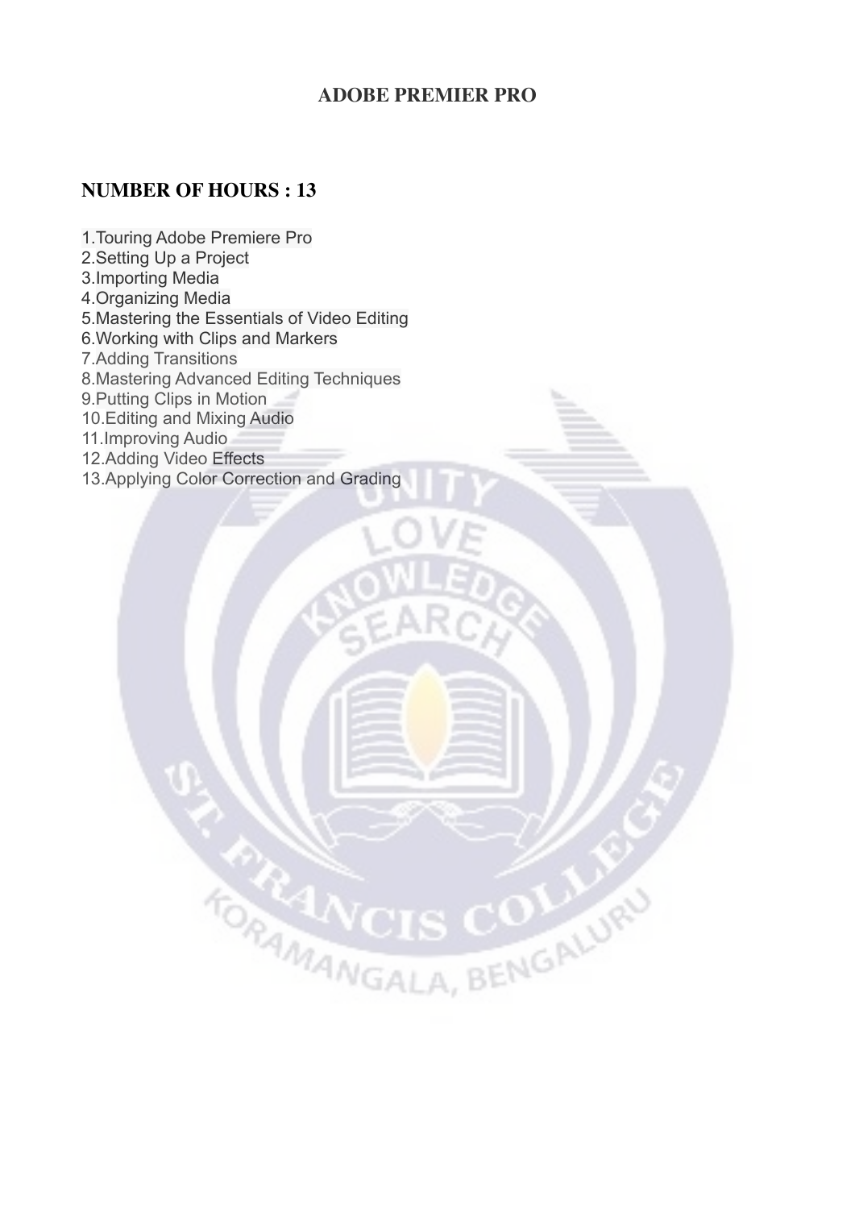# ADOBE PREMIER PRO

## NUMBER OF HOURS : 13

1.Touring Adobe Premiere Pro
2.Setting Up a Project
3.Importing Media
4.Organizing Media
5.Mastering the Essentials of Video Editing
6.Working with Clips and Markers
7.Adding Transitions
8.Mastering Advanced Editing Techniques
9.Putting Clips in Motion
10.Editing and Mixing Audio
11.Improving Audio
12.Adding Video Effects
13.Applying Color Correction and Grading